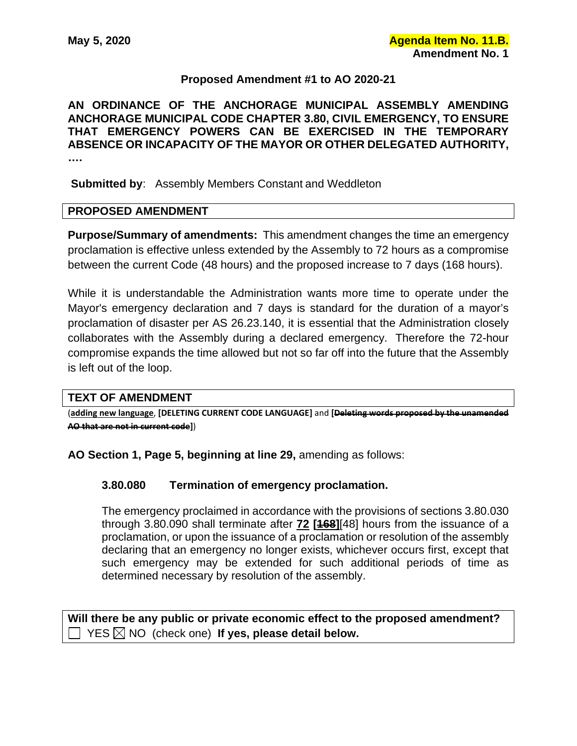**May 5, 2020** **Agenda Item No. 11.B.**
**Amendment No. 1**

### Proposed Amendment #1 to AO 2020-21

**AN ORDINANCE OF THE ANCHORAGE MUNICIPAL ASSEMBLY AMENDING ANCHORAGE MUNICIPAL CODE CHAPTER 3.80, CIVIL EMERGENCY, TO ENSURE THAT EMERGENCY POWERS CAN BE EXERCISED IN THE TEMPORARY ABSENCE OR INCAPACITY OF THE MAYOR OR OTHER DELEGATED AUTHORITY, ….**

**Submitted by**: Assembly Members Constant and Weddleton

## PROPOSED AMENDMENT

**Purpose/Summary of amendments:** This amendment changes the time an emergency proclamation is effective unless extended by the Assembly to 72 hours as a compromise between the current Code (48 hours) and the proposed increase to 7 days (168 hours).

While it is understandable the Administration wants more time to operate under the Mayor's emergency declaration and 7 days is standard for the duration of a mayor's proclamation of disaster per AS 26.23.140, it is essential that the Administration closely collaborates with the Assembly during a declared emergency. Therefore the 72-hour compromise expands the time allowed but not so far off into the future that the Assembly is left out of the loop.

## TEXT OF AMENDMENT

(**adding new language**, **[DELETING CURRENT CODE LANGUAGE]** and **[~~Deleting words proposed by the unamended AO that are not in current code~~]**)

**AO Section 1, Page 5, beginning at line 29,** amending as follows:

**3.80.080 Termination of emergency proclamation.**

The emergency proclaimed in accordance with the provisions of sections 3.80.030 through 3.80.090 shall terminate after **72** **[~~168~~]**[48] hours from the issuance of a proclamation, or upon the issuance of a proclamation or resolution of the assembly declaring that an emergency no longer exists, whichever occurs first, except that such emergency may be extended for such additional periods of time as determined necessary by resolution of the assembly.

**Will there be any public or private economic effect to the proposed amendment?**
☐ YES ☒ NO (check one) **If yes, please detail below.**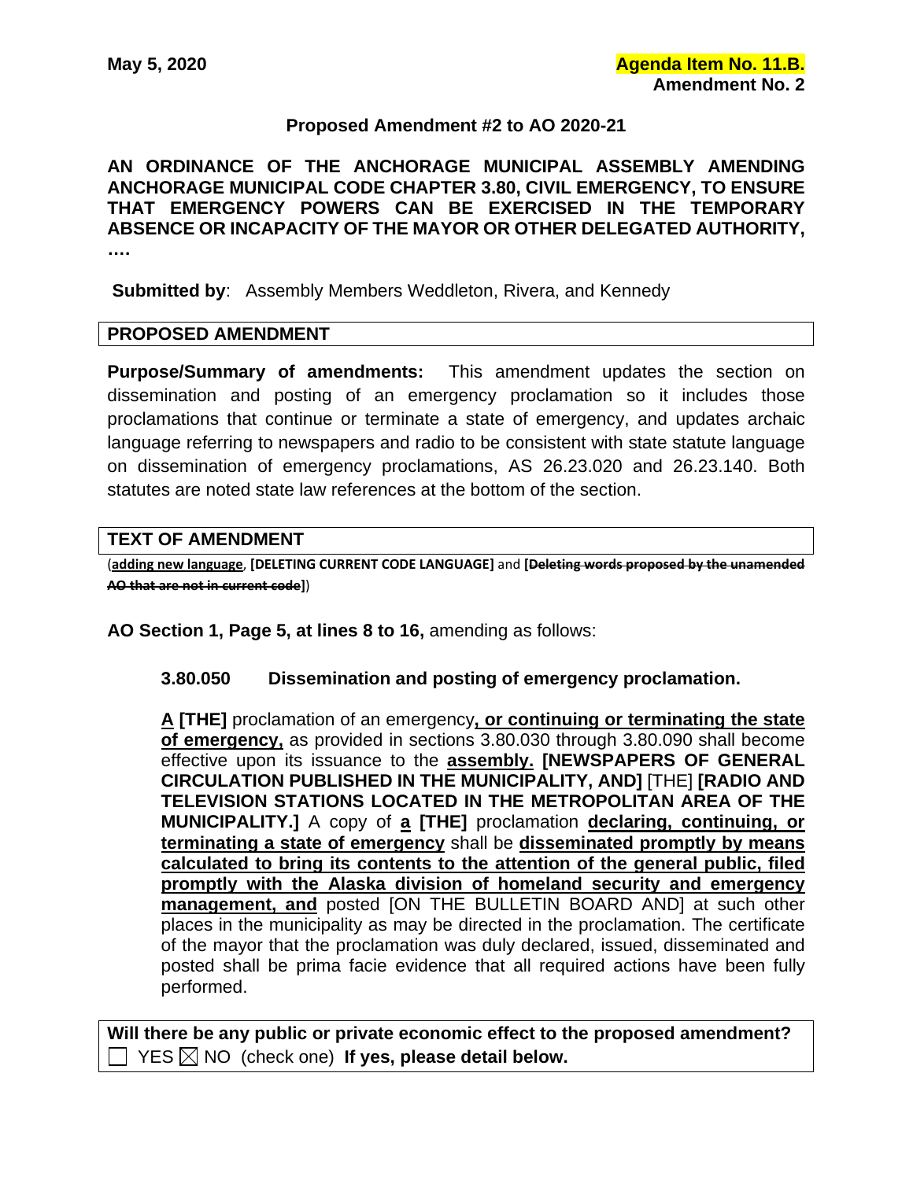**May 5, 2020** **Agenda Item No. 11.B.**
**Amendment No. 2**

**Proposed Amendment #2 to AO 2020-21**

**AN ORDINANCE OF THE ANCHORAGE MUNICIPAL ASSEMBLY AMENDING ANCHORAGE MUNICIPAL CODE CHAPTER 3.80, CIVIL EMERGENCY, TO ENSURE THAT EMERGENCY POWERS CAN BE EXERCISED IN THE TEMPORARY ABSENCE OR INCAPACITY OF THE MAYOR OR OTHER DELEGATED AUTHORITY, ….**

**Submitted by**: Assembly Members Weddleton, Rivera, and Kennedy

| PROPOSED AMENDMENT |
|---|

**Purpose/Summary of amendments:** This amendment updates the section on dissemination and posting of an emergency proclamation so it includes those proclamations that continue or terminate a state of emergency, and updates archaic language referring to newspapers and radio to be consistent with state statute language on dissemination of emergency proclamations, AS 26.23.020 and 26.23.140. Both statutes are noted state law references at the bottom of the section.

| TEXT OF AMENDMENT |
|---|

(**<u>adding new language</u>**, **[DELETING CURRENT CODE LANGUAGE]** and **[~~Deleting words proposed by the unamended AO that are not in current code~~]**)

**AO Section 1, Page 5, at lines 8 to 16,** amending as follows:

**3.80.050 Dissemination and posting of emergency proclamation.**

**<u>A</u> [THE]** proclamation of an emergency**<u>, or continuing or terminating the state of emergency,</u>** as provided in sections 3.80.030 through 3.80.090 shall become effective upon its issuance to the **<u>assembly.</u> [NEWSPAPERS OF GENERAL CIRCULATION PUBLISHED IN THE MUNICIPALITY, AND]** [THE] **[RADIO AND TELEVISION STATIONS LOCATED IN THE METROPOLITAN AREA OF THE MUNICIPALITY.]** A copy of **<u>a</u> [THE]** proclamation **<u>declaring, continuing, or terminating a state of emergency</u>** shall be **<u>disseminated promptly by means calculated to bring its contents to the attention of the general public, filed promptly with the Alaska division of homeland security and emergency management, and</u>** posted [ON THE BULLETIN BOARD AND] at such other places in the municipality as may be directed in the proclamation. The certificate of the mayor that the proclamation was duly declared, issued, disseminated and posted shall be prima facie evidence that all required actions have been fully performed.

| **Will there be any public or private economic effect to the proposed amendment?** ☐ YES ☒ NO (check one) **If yes, please detail below.** |
|---|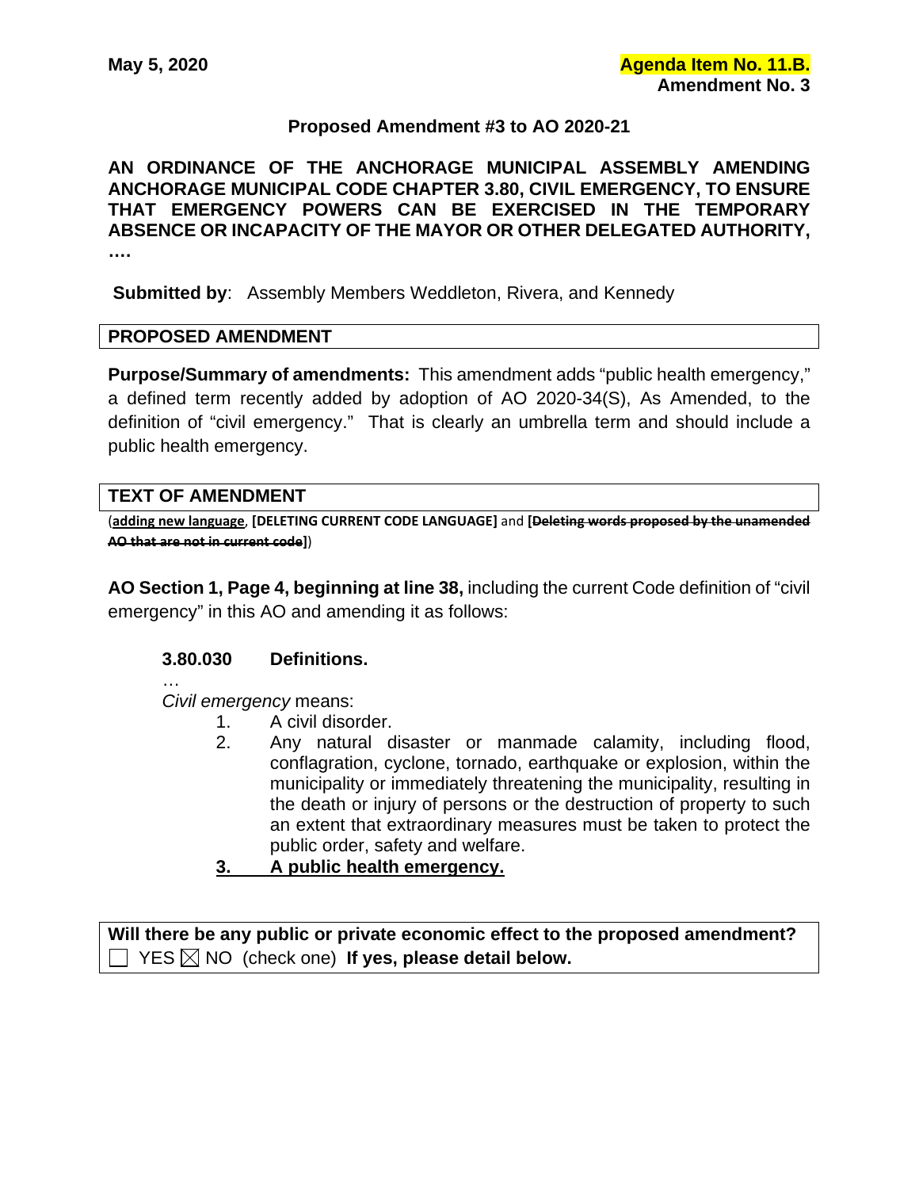**May 5, 2020** **Agenda Item No. 11.B.**
**Amendment No. 3**

**Proposed Amendment #3 to AO 2020-21**

**AN ORDINANCE OF THE ANCHORAGE MUNICIPAL ASSEMBLY AMENDING ANCHORAGE MUNICIPAL CODE CHAPTER 3.80, CIVIL EMERGENCY, TO ENSURE THAT EMERGENCY POWERS CAN BE EXERCISED IN THE TEMPORARY ABSENCE OR INCAPACITY OF THE MAYOR OR OTHER DELEGATED AUTHORITY, ….**

**Submitted by**: Assembly Members Weddleton, Rivera, and Kennedy

## PROPOSED AMENDMENT

**Purpose/Summary of amendments:** This amendment adds "public health emergency," a defined term recently added by adoption of AO 2020-34(S), As Amended, to the definition of "civil emergency." That is clearly an umbrella term and should include a public health emergency.

## TEXT OF AMENDMENT

(**adding new language**, **[DELETING CURRENT CODE LANGUAGE]** and **[~~Deleting words proposed by the unamended AO that are not in current code~~]**)

**AO Section 1, Page 4, beginning at line 38,** including the current Code definition of "civil emergency" in this AO and amending it as follows:

### 3.80.030 Definitions.

…

*Civil emergency* means:

1. A civil disorder.
2. Any natural disaster or manmade calamity, including flood, conflagration, cyclone, tornado, earthquake or explosion, within the municipality or immediately threatening the municipality, resulting in the death or injury of persons or the destruction of property to such an extent that extraordinary measures must be taken to protect the public order, safety and welfare.
3. **A public health emergency.**

**Will there be any public or private economic effect to the proposed amendment?**
☐ YES ☒ NO (check one) **If yes, please detail below.**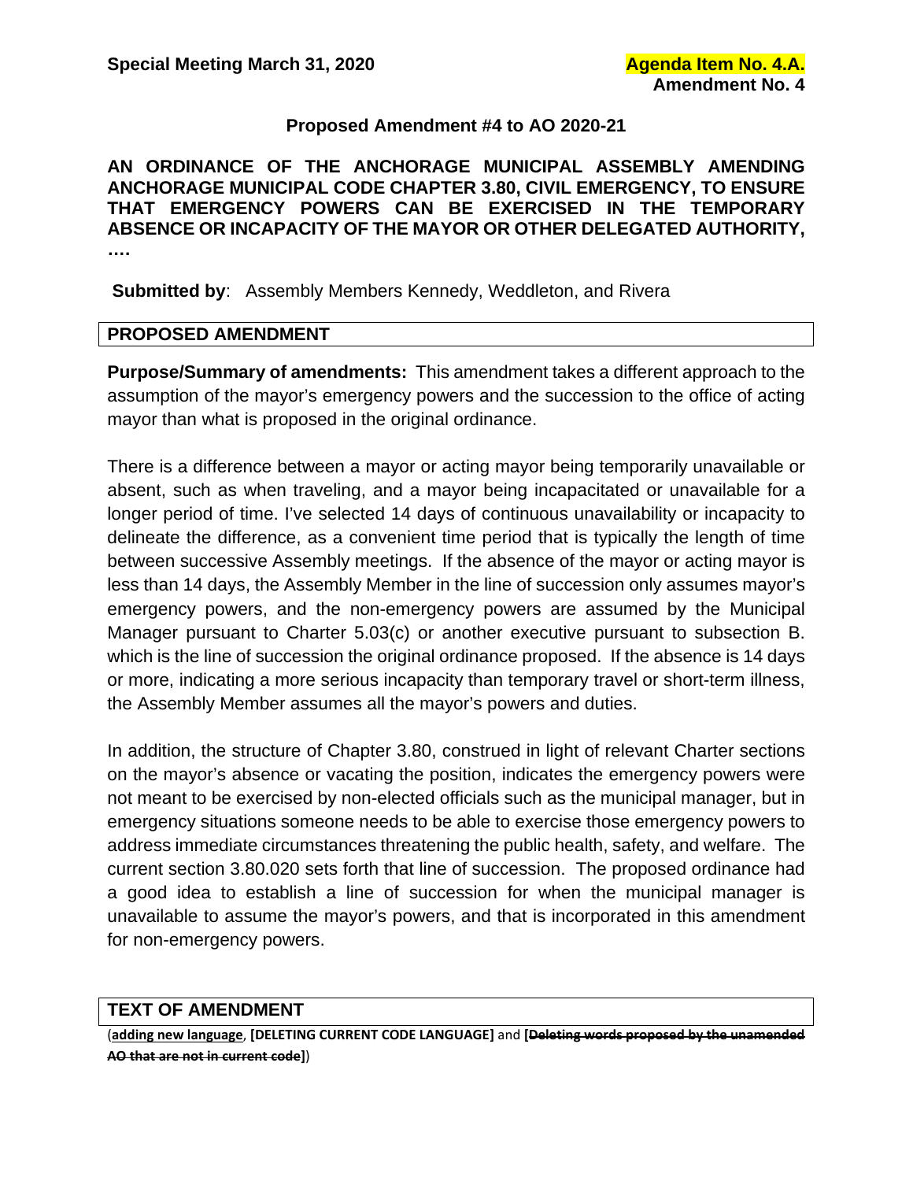**Special Meeting March 31, 2020** **Agenda Item No. 4.A.**
**Amendment No. 4**

**Proposed Amendment #4 to AO 2020-21**

**AN ORDINANCE OF THE ANCHORAGE MUNICIPAL ASSEMBLY AMENDING ANCHORAGE MUNICIPAL CODE CHAPTER 3.80, CIVIL EMERGENCY, TO ENSURE THAT EMERGENCY POWERS CAN BE EXERCISED IN THE TEMPORARY ABSENCE OR INCAPACITY OF THE MAYOR OR OTHER DELEGATED AUTHORITY, ….**

**Submitted by**: Assembly Members Kennedy, Weddleton, and Rivera

## PROPOSED AMENDMENT

**Purpose/Summary of amendments:** This amendment takes a different approach to the assumption of the mayor's emergency powers and the succession to the office of acting mayor than what is proposed in the original ordinance.

There is a difference between a mayor or acting mayor being temporarily unavailable or absent, such as when traveling, and a mayor being incapacitated or unavailable for a longer period of time. I've selected 14 days of continuous unavailability or incapacity to delineate the difference, as a convenient time period that is typically the length of time between successive Assembly meetings. If the absence of the mayor or acting mayor is less than 14 days, the Assembly Member in the line of succession only assumes mayor's emergency powers, and the non-emergency powers are assumed by the Municipal Manager pursuant to Charter 5.03(c) or another executive pursuant to subsection B. which is the line of succession the original ordinance proposed. If the absence is 14 days or more, indicating a more serious incapacity than temporary travel or short-term illness, the Assembly Member assumes all the mayor's powers and duties.

In addition, the structure of Chapter 3.80, construed in light of relevant Charter sections on the mayor's absence or vacating the position, indicates the emergency powers were not meant to be exercised by non-elected officials such as the municipal manager, but in emergency situations someone needs to be able to exercise those emergency powers to address immediate circumstances threatening the public health, safety, and welfare. The current section 3.80.020 sets forth that line of succession. The proposed ordinance had a good idea to establish a line of succession for when the municipal manager is unavailable to assume the mayor's powers, and that is incorporated in this amendment for non-emergency powers.

## TEXT OF AMENDMENT

(<u>**adding new language**</u>, **[DELETING CURRENT CODE LANGUAGE]** and **[~~Deleting words proposed by the unamended AO that are not in current code~~]**)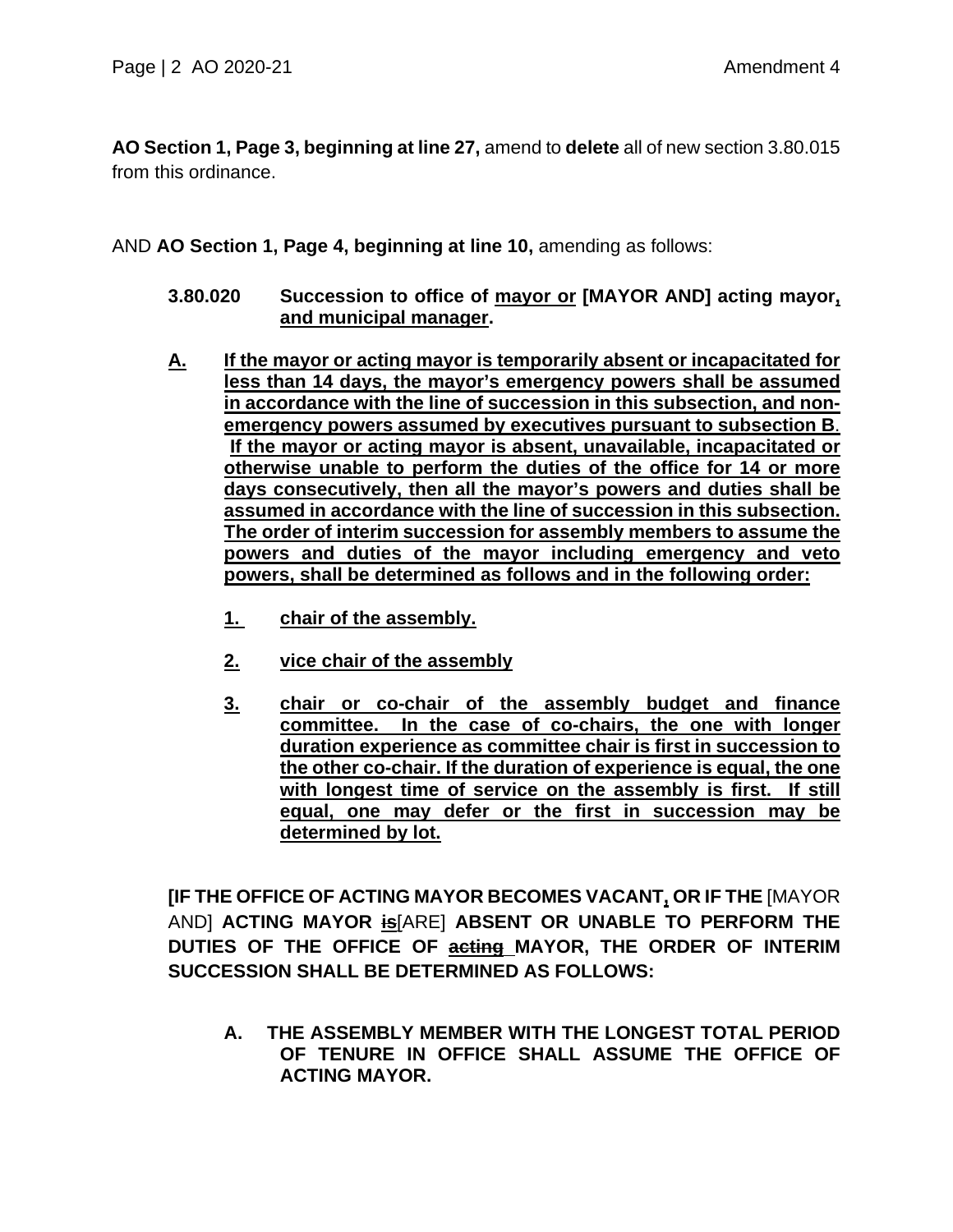**AO Section 1, Page 3, beginning at line 27,** amend to **delete** all of new section 3.80.015 from this ordinance.

AND **AO Section 1, Page 4, beginning at line 10,** amending as follows:

**3.80.020 Succession to office of <u>mayor or</u> [MAYOR AND] acting mayor<u>, and municipal manager</u>.**

**<u>A. If the mayor or acting mayor is temporarily absent or incapacitated for less than 14 days, the mayor's emergency powers shall be assumed in accordance with the line of succession in this subsection, and non-emergency powers assumed by executives pursuant to subsection B. If the mayor or acting mayor is absent, unavailable, incapacitated or otherwise unable to perform the duties of the office for 14 or more days consecutively, then all the mayor's powers and duties shall be assumed in accordance with the line of succession in this subsection. The order of interim succession for assembly members to assume the powers and duties of the mayor including emergency and veto powers, shall be determined as follows and in the following order:</u>**

**<u>1. chair of the assembly.</u>**

**<u>2. vice chair of the assembly</u>**

**<u>3. chair or co-chair of the assembly budget and finance committee. In the case of co-chairs, the one with longer duration experience as committee chair is first in succession to the other co-chair. If the duration of experience is equal, the one with longest time of service on the assembly is first. If still equal, one may defer or the first in succession may be determined by lot.</u>**

**[IF THE OFFICE OF ACTING MAYOR BECOMES VACANT<u>,</u> OR IF THE** [MAYOR AND] **ACTING MAYOR <u>~~is~~</u>**[ARE] **ABSENT OR UNABLE TO PERFORM THE DUTIES OF THE OFFICE OF <u>~~acting~~</u> MAYOR, THE ORDER OF INTERIM SUCCESSION SHALL BE DETERMINED AS FOLLOWS:**

**A. THE ASSEMBLY MEMBER WITH THE LONGEST TOTAL PERIOD OF TENURE IN OFFICE SHALL ASSUME THE OFFICE OF ACTING MAYOR.**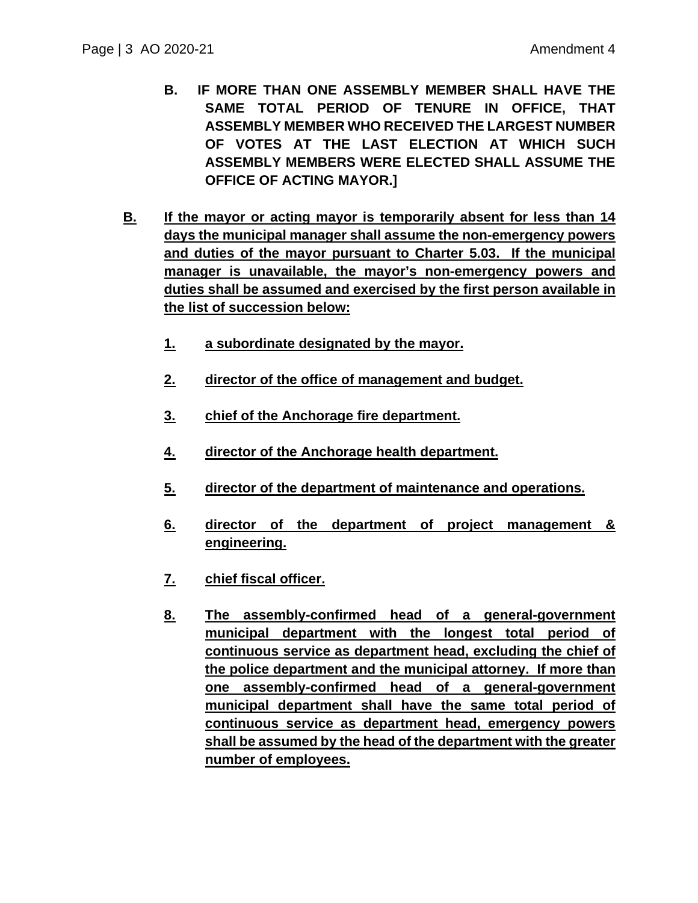**B. IF MORE THAN ONE ASSEMBLY MEMBER SHALL HAVE THE SAME TOTAL PERIOD OF TENURE IN OFFICE, THAT ASSEMBLY MEMBER WHO RECEIVED THE LARGEST NUMBER OF VOTES AT THE LAST ELECTION AT WHICH SUCH ASSEMBLY MEMBERS WERE ELECTED SHALL ASSUME THE OFFICE OF ACTING MAYOR.]**

<u>**B.**</u> <u>**If the mayor or acting mayor is temporarily absent for less than 14 days the municipal manager shall assume the non-emergency powers and duties of the mayor pursuant to Charter 5.03. If the municipal manager is unavailable, the mayor's non-emergency powers and duties shall be assumed and exercised by the first person available in the list of succession below:**</u>

<u>**1.**</u> <u>**a subordinate designated by the mayor.**</u>

<u>**2.**</u> <u>**director of the office of management and budget.**</u>

<u>**3.**</u> <u>**chief of the Anchorage fire department.**</u>

<u>**4.**</u> <u>**director of the Anchorage health department.**</u>

<u>**5.**</u> <u>**director of the department of maintenance and operations.**</u>

<u>**6.**</u> <u>**director of the department of project management & engineering.**</u>

<u>**7.**</u> <u>**chief fiscal officer.**</u>

<u>**8.**</u> <u>**The assembly-confirmed head of a general-government municipal department with the longest total period of continuous service as department head, excluding the chief of the police department and the municipal attorney. If more than one assembly-confirmed head of a general-government municipal department shall have the same total period of continuous service as department head, emergency powers shall be assumed by the head of the department with the greater number of employees.**</u>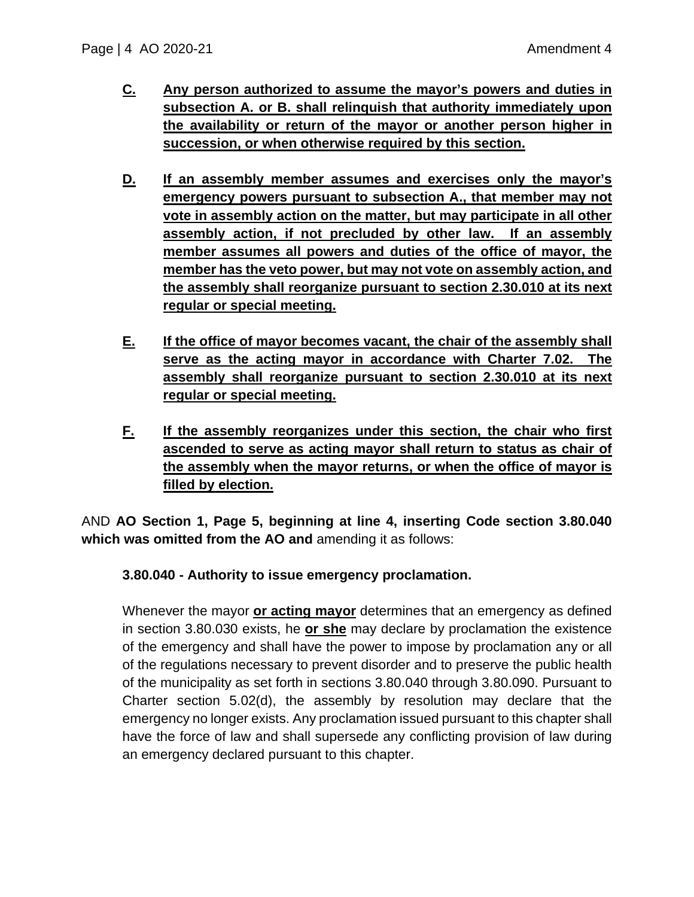**C.** **Any person authorized to assume the mayor's powers and duties in subsection A. or B. shall relinquish that authority immediately upon the availability or return of the mayor or another person higher in succession, or when otherwise required by this section.**

**D.** **If an assembly member assumes and exercises only the mayor's emergency powers pursuant to subsection A., that member may not vote in assembly action on the matter, but may participate in all other assembly action, if not precluded by other law. If an assembly member assumes all powers and duties of the office of mayor, the member has the veto power, but may not vote on assembly action, and the assembly shall reorganize pursuant to section 2.30.010 at its next regular or special meeting.**

**E.** **If the office of mayor becomes vacant, the chair of the assembly shall serve as the acting mayor in accordance with Charter 7.02. The assembly shall reorganize pursuant to section 2.30.010 at its next regular or special meeting.**

**F.** **If the assembly reorganizes under this section, the chair who first ascended to serve as acting mayor shall return to status as chair of the assembly when the mayor returns, or when the office of mayor is filled by election.**

AND **AO Section 1, Page 5, beginning at line 4, inserting Code section 3.80.040 which was omitted from the AO and** amending it as follows:

**3.80.040 - Authority to issue emergency proclamation.**

Whenever the mayor **or acting mayor** determines that an emergency as defined in section 3.80.030 exists, he **or she** may declare by proclamation the existence of the emergency and shall have the power to impose by proclamation any or all of the regulations necessary to prevent disorder and to preserve the public health of the municipality as set forth in sections 3.80.040 through 3.80.090. Pursuant to Charter section 5.02(d), the assembly by resolution may declare that the emergency no longer exists. Any proclamation issued pursuant to this chapter shall have the force of law and shall supersede any conflicting provision of law during an emergency declared pursuant to this chapter.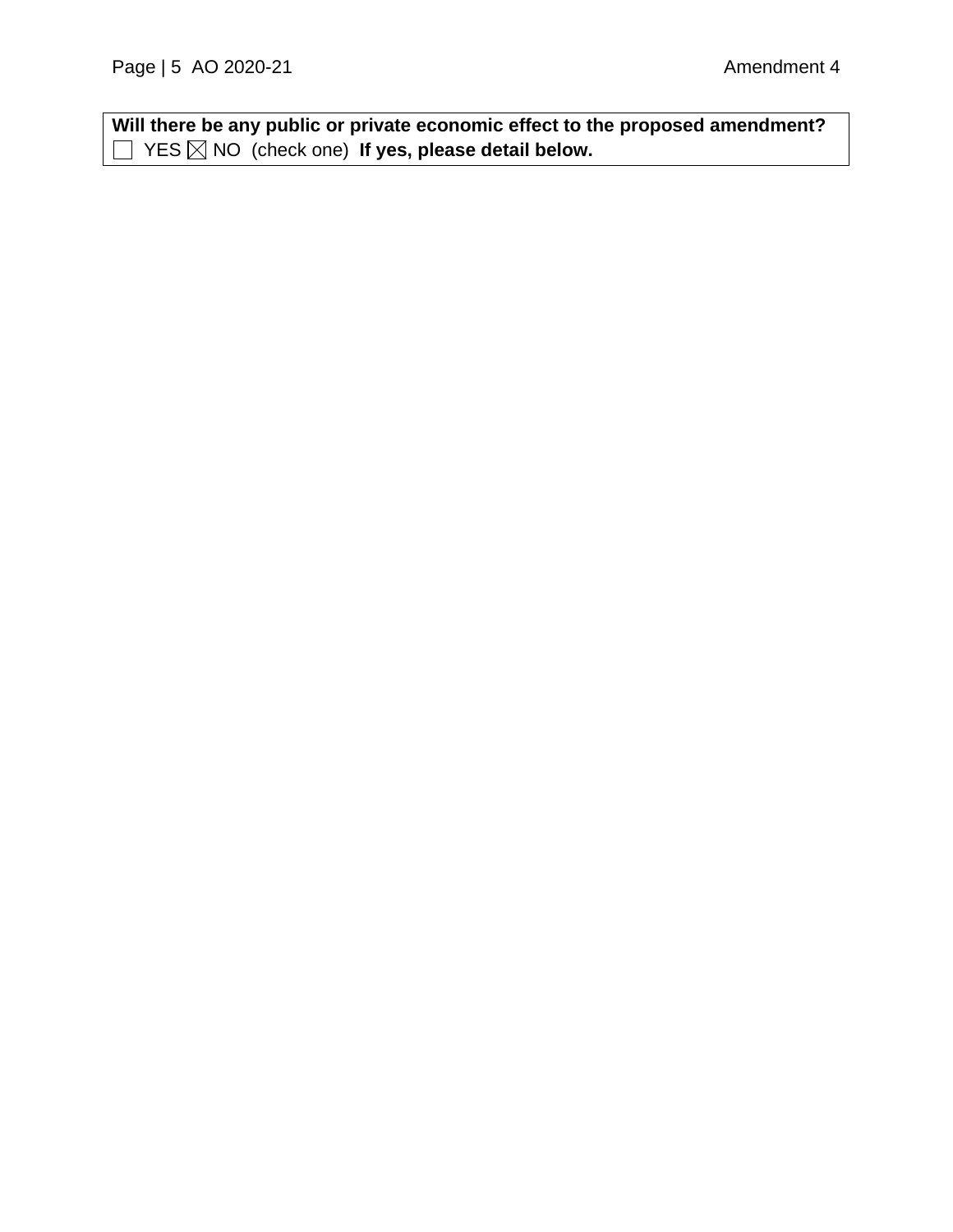**Will there be any public or private economic effect to the proposed amendment?**
☐ YES ☒ NO (check one) **If yes, please detail below.**